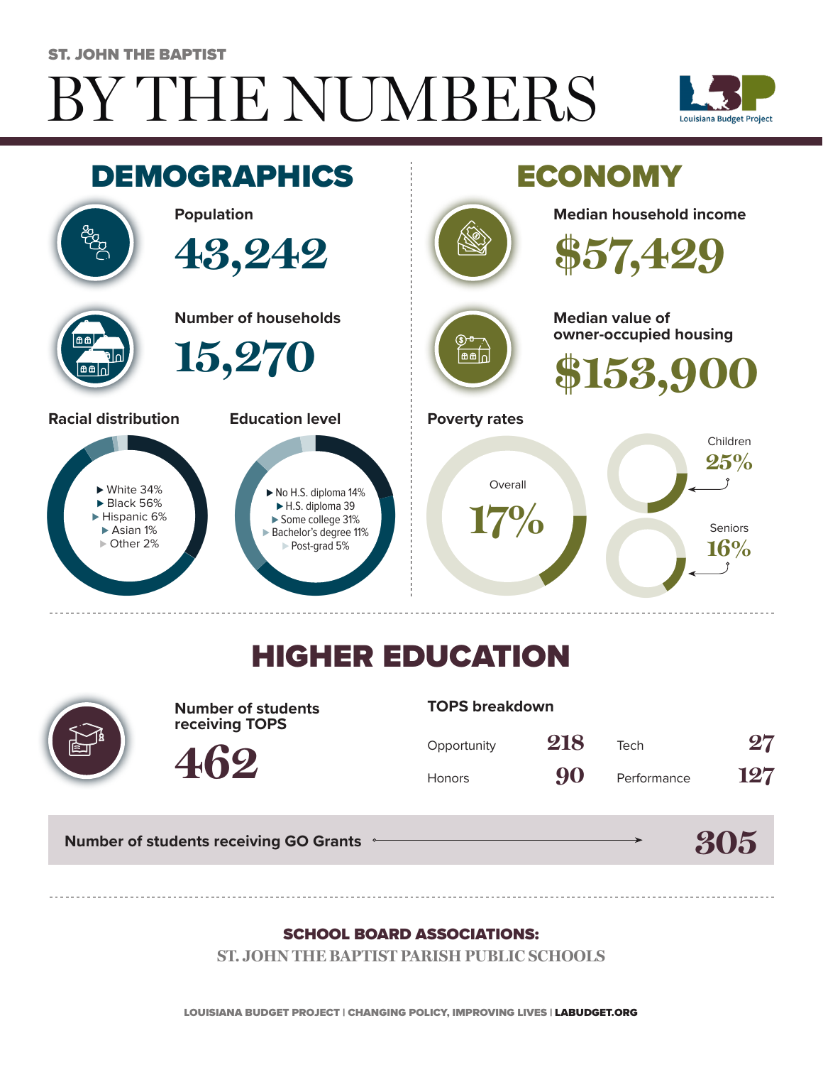ST. JOHN THE BAPTIST

# BY THE NUMBERS

Louisiana Budget Project

## DEMOGRAPHICS

**Population**

43,242

**Number of households**

15,270

**Racial distribution**

- White 34%
- Black 56%
- Hispanic 6%
- Asian 1%
- Other 2%

**Education level**

- No H.S. diploma 14%
- H.S. diploma 39
- Some college 31%
- Bachelor's degree 11%
- Post-grad 5%

## ECONOMY

**Median household income**

$57,429

**Median value of owner-occupied housing**

$153,900

**Poverty rates**

Overall 17%

Children 25%

Seniors 16%

## HIGHER EDUCATION

**Number of students receiving TOPS**

462

**TOPS breakdown**

| | | | |
|---|---|---|---|
| Opportunity | 218 | Tech | 27 |
| Honors | 90 | Performance | 127 |

**Number of students receiving GO Grants** → 305

**SCHOOL BOARD ASSOCIATIONS:**

ST. JOHN THE BAPTIST PARISH PUBLIC SCHOOLS

LOUISIANA BUDGET PROJECT | CHANGING POLICY, IMPROVING LIVES | LABUDGET.ORG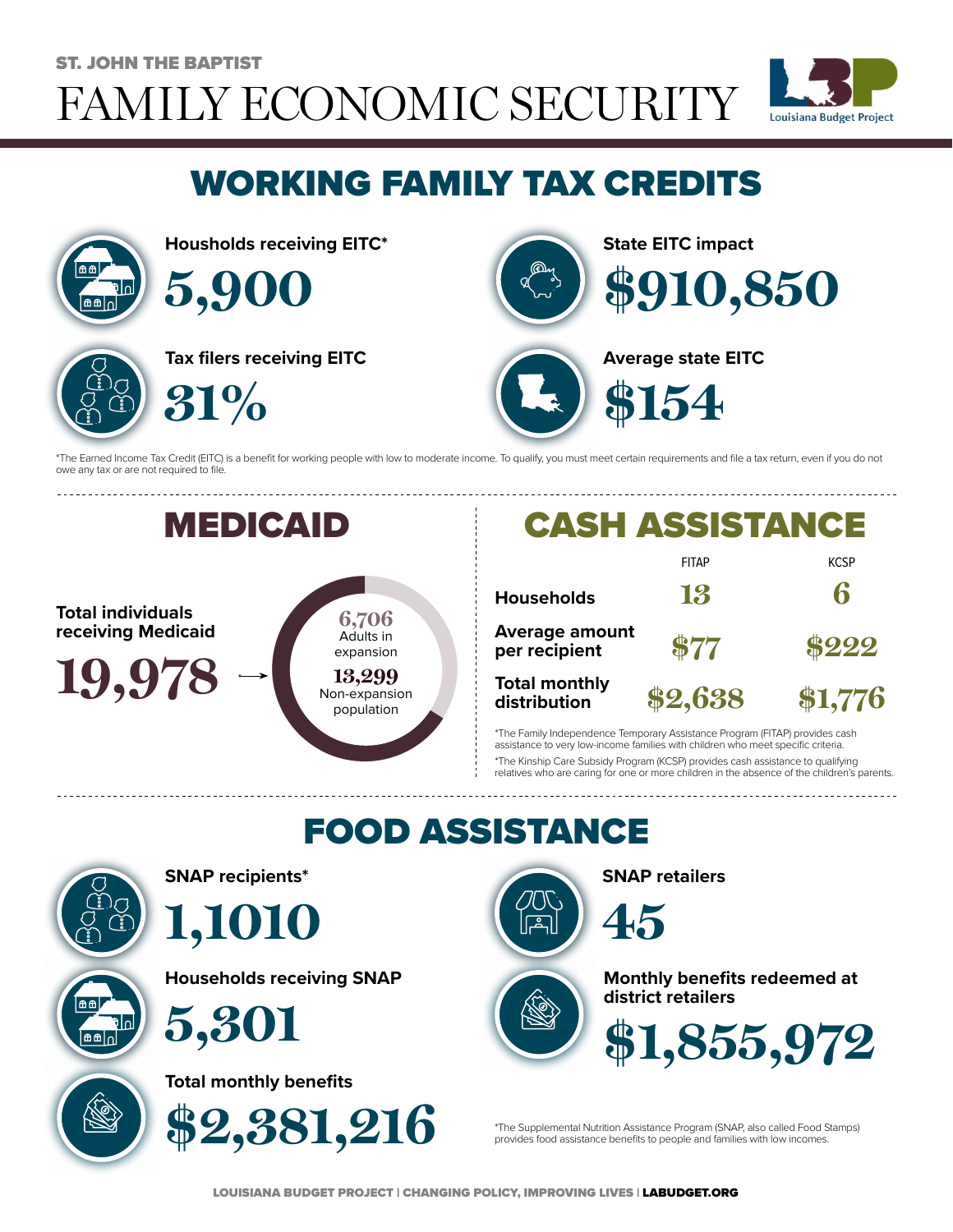ST. JOHN THE BAPTIST

# FAMILY ECONOMIC SECURITY

Louisiana Budget Project

## WORKING FAMILY TAX CREDITS

**Households receiving EITC***

**5,900**

**Tax filers receiving EITC**

**31%**

**State EITC impact**

**$910,850**

**Average state EITC**

**$154**

*The Earned Income Tax Credit (EITC) is a benefit for working people with low to moderate income. To qualify, you must meet certain requirements and file a tax return, even if you do not owe any tax or are not required to file.

## MEDICAID

**Total individuals receiving Medicaid**

**19,978**

6,706
Adults in expansion

13,299
Non-expansion population

## CASH ASSISTANCE

| | FITAP | KCSP |
|---|---|---|
| **Households** | 13 | 6 |
| **Average amount per recipient** | $77 | $222 |
| **Total monthly distribution** | $2,638 | $1,776 |

*The Family Independence Temporary Assistance Program (FITAP) provides cash assistance to very low-income families with children who meet specific criteria.

*The Kinship Care Subsidy Program (KCSP) provides cash assistance to qualifying relatives who are caring for one or more children in the absence of the children's parents.

## FOOD ASSISTANCE

**SNAP recipients***

**1,1010**

**Households receiving SNAP**

**5,301**

**Total monthly benefits**

**$2,381,216**

**SNAP retailers**

**45**

**Monthly benefits redeemed at district retailers**

**$1,855,972**

*The Supplemental Nutrition Assistance Program (SNAP, also called Food Stamps) provides food assistance benefits to people and families with low incomes.

LOUISIANA BUDGET PROJECT | CHANGING POLICY, IMPROVING LIVES | **LABUDGET.ORG**